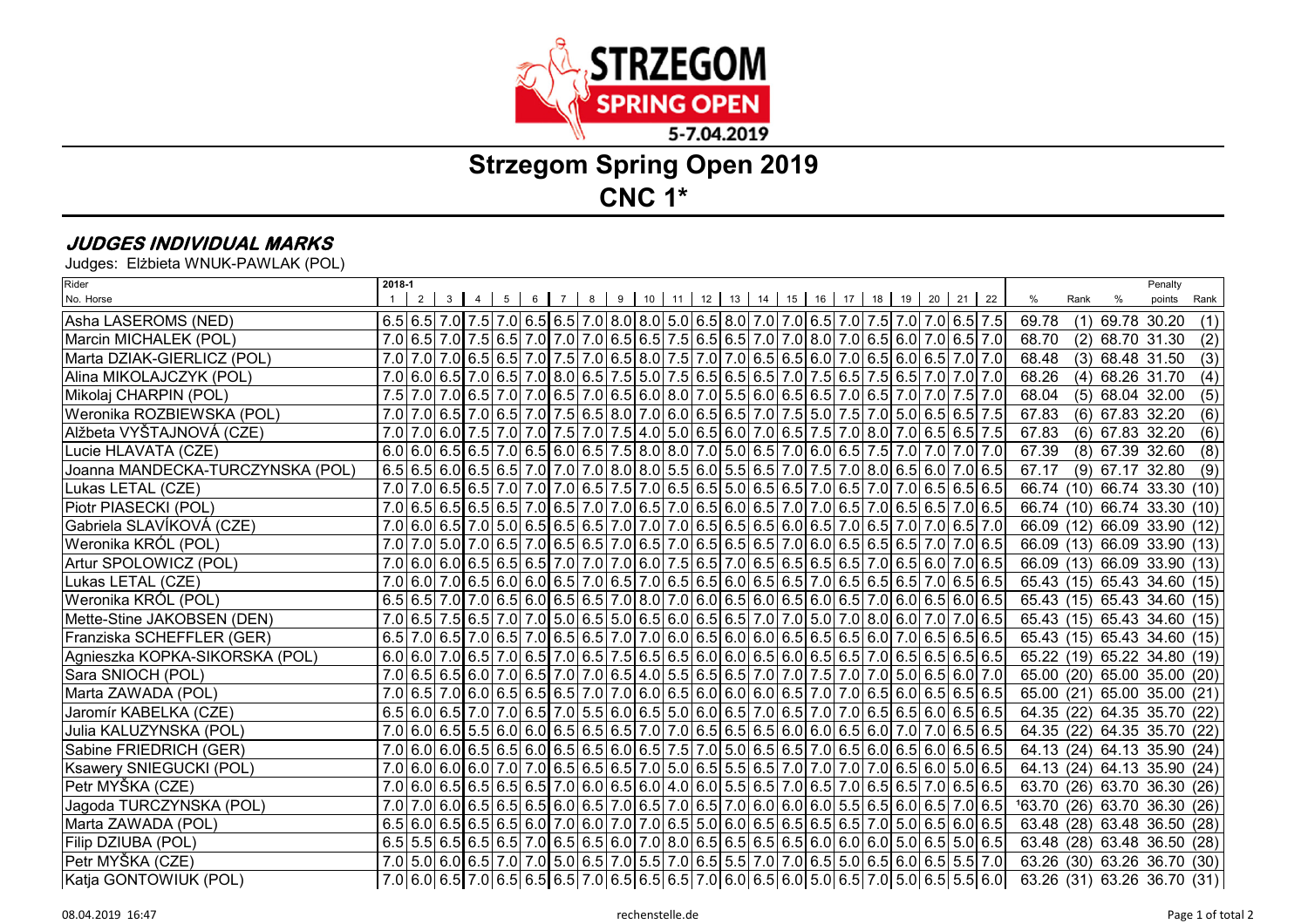# Strzegom Spring Open 2019

## CNC 1*

### *JUDGES INDIVIDUAL MARKS*

Judges: Elżbieta WNUK-PAWLAK (POL)

| Rider / No. Horse | 1 | 2 | 3 | 4 | 5 | 6 | 7 | 8 | 9 | 10 | 11 | 12 | 13 | 14 | 15 | 16 | 17 | 18 | 19 | 20 | 21 | 22 | % | Rank | % | Penalty points | Rank |
|---|---|---|---|---|---|---|---|---|---|---|---|---|---|---|---|---|---|---|---|---|---|---|---|---|---|---|---|
| Asha LASEROMS (NED) | 6.5 | 6.5 | 7.0 | 7.5 | 7.0 | 6.5 | 6.5 | 7.0 | 8.0 | 8.0 | 5.0 | 6.5 | 8.0 | 7.0 | 7.0 | 6.5 | 7.0 | 7.5 | 7.0 | 7.0 | 6.5 | 7.5 | 69.78 | (1) | 69.78 | 30.20 | (1) |
| Marcin MICHALEK (POL) | 7.0 | 6.5 | 7.0 | 7.5 | 6.5 | 7.0 | 7.0 | 7.0 | 6.5 | 6.5 | 7.5 | 6.5 | 6.5 | 7.0 | 7.0 | 8.0 | 7.0 | 6.5 | 6.0 | 7.0 | 6.5 | 7.0 | 68.70 | (2) | 68.70 | 31.30 | (2) |
| Marta DZIAK-GIERLICZ (POL) | 7.0 | 7.0 | 7.0 | 6.5 | 6.5 | 7.0 | 7.5 | 7.0 | 6.5 | 8.0 | 7.5 | 7.0 | 7.0 | 6.5 | 6.5 | 6.0 | 7.0 | 6.5 | 6.0 | 6.5 | 7.0 | 7.0 | 68.48 | (3) | 68.48 | 31.50 | (3) |
| Alina MIKOLAJCZYK (POL) | 7.0 | 6.0 | 6.5 | 7.0 | 6.5 | 7.0 | 8.0 | 6.5 | 7.5 | 5.0 | 7.5 | 6.5 | 6.5 | 6.5 | 7.0 | 7.5 | 6.5 | 7.5 | 6.5 | 7.0 | 7.0 | 7.0 | 68.26 | (4) | 68.26 | 31.70 | (4) |
| Mikolaj CHARPIN (POL) | 7.5 | 7.0 | 7.0 | 6.5 | 7.0 | 7.0 | 6.5 | 6.0 | 8.0 | 7.0 | 5.5 | 6.0 | 6.5 | 6.5 | 6.5 | 6.5 | 7.0 | 6.5 | 7.0 | 7.0 | 7.5 | 7.0 | 68.04 | (5) | 68.04 | 32.00 | (5) |
| Weronika ROZBIEWSKA (POL) | 7.0 | 7.0 | 6.5 | 7.0 | 6.5 | 7.0 | 7.5 | 6.5 | 8.0 | 7.0 | 6.0 | 6.5 | 6.5 | 7.0 | 7.5 | 5.0 | 7.5 | 7.0 | 5.0 | 6.5 | 6.5 | 7.5 | 67.83 | (6) | 67.83 | 32.20 | (6) |
| Alžbeta VYŠTAJNOVÁ (CZE) | 7.0 | 7.0 | 6.0 | 7.5 | 7.0 | 7.0 | 7.5 | 7.0 | 7.5 | 4.0 | 5.0 | 6.5 | 6.0 | 7.0 | 6.5 | 7.5 | 7.0 | 8.0 | 7.0 | 6.5 | 6.5 | 7.5 | 67.83 | (6) | 67.83 | 32.20 | (6) |
| Lucie HLAVATA (CZE) | 6.0 | 6.0 | 6.5 | 6.5 | 7.0 | 6.5 | 6.0 | 6.5 | 7.5 | 8.0 | 8.0 | 7.0 | 5.0 | 6.5 | 7.0 | 6.0 | 6.5 | 7.5 | 7.0 | 7.0 | 7.0 | 7.0 | 67.39 | (8) | 67.39 | 32.60 | (8) |
| Joanna MANDECKA-TURCZYNSKA (POL) | 6.5 | 6.5 | 6.0 | 6.5 | 6.5 | 7.0 | 7.0 | 7.0 | 8.0 | 8.0 | 5.5 | 6.0 | 5.5 | 6.5 | 7.0 | 7.5 | 7.0 | 8.0 | 6.5 | 6.0 | 7.0 | 6.5 | 67.17 | (9) | 67.17 | 32.80 | (9) |
| Lukas LETAL (CZE) | 7.0 | 7.0 | 6.5 | 6.5 | 7.0 | 7.0 | 7.0 | 6.5 | 7.5 | 7.0 | 6.5 | 6.5 | 5.0 | 6.5 | 6.5 | 7.0 | 6.5 | 7.0 | 7.0 | 6.5 | 6.5 | 6.5 | 66.74 | (10) | 66.74 | 33.30 | (10) |
| Piotr PIASECKI (POL) | 7.0 | 6.5 | 6.5 | 6.5 | 6.5 | 7.0 | 6.5 | 7.0 | 7.0 | 6.5 | 7.0 | 6.5 | 6.0 | 6.5 | 7.0 | 7.0 | 6.5 | 7.0 | 6.5 | 6.5 | 7.0 | 6.5 | 66.74 | (10) | 66.74 | 33.30 | (10) |
| Gabriela SLAVÍKOVÁ (CZE) | 7.0 | 6.0 | 6.5 | 7.0 | 5.0 | 6.5 | 6.5 | 6.5 | 7.0 | 7.0 | 7.0 | 6.5 | 6.5 | 6.5 | 6.0 | 6.5 | 7.0 | 6.5 | 7.0 | 7.0 | 6.5 | 7.0 | 66.09 | (12) | 66.09 | 33.90 | (12) |
| Weronika KRÓL (POL) | 7.0 | 7.0 | 5.0 | 7.0 | 6.5 | 7.0 | 6.5 | 6.5 | 7.0 | 6.5 | 7.0 | 6.5 | 6.5 | 7.0 | 6.0 | 6.5 | 6.5 | 6.5 | 7.0 | 7.0 | 6.5 |  | 66.09 | (13) | 66.09 | 33.90 | (13) |
| Artur SPOLOWICZ (POL) | 7.0 | 6.0 | 6.0 | 6.5 | 6.5 | 6.5 | 7.0 | 7.0 | 7.0 | 6.0 | 7.5 | 6.5 | 7.0 | 6.5 | 6.5 | 6.5 | 6.5 | 7.0 | 6.5 | 6.0 | 7.0 | 6.5 | 66.09 | (13) | 66.09 | 33.90 | (13) |
| Lukas LETAL (CZE) | 7.0 | 6.0 | 7.0 | 6.5 | 6.0 | 6.0 | 6.5 | 7.0 | 6.5 | 7.0 | 6.5 | 6.5 | 6.0 | 6.5 | 6.5 | 7.0 | 6.5 | 6.5 | 6.5 | 7.0 | 6.5 | 6.5 | 65.43 | (15) | 65.43 | 34.60 | (15) |
| Weronika KRÓL (POL) | 6.5 | 6.5 | 7.0 | 7.0 | 6.5 | 6.0 | 6.5 | 6.5 | 7.0 | 8.0 | 7.0 | 6.0 | 6.5 | 6.0 | 6.5 | 6.0 | 6.5 | 7.0 | 6.0 | 6.5 | 6.0 | 6.5 | 65.43 | (15) | 65.43 | 34.60 | (15) |
| Mette-Stine JAKOBSEN (DEN) | 7.0 | 6.5 | 7.5 | 6.5 | 7.0 | 7.0 | 5.0 | 6.5 | 5.0 | 6.5 | 6.0 | 6.5 | 6.5 | 7.0 | 7.0 | 5.0 | 7.0 | 8.0 | 6.0 | 7.0 | 7.0 | 6.5 | 65.43 | (15) | 65.43 | 34.60 | (15) |
| Franziska SCHEFFLER (GER) | 6.5 | 7.0 | 6.5 | 7.0 | 6.5 | 7.0 | 6.5 | 6.5 | 7.0 | 7.0 | 6.0 | 6.5 | 6.0 | 6.0 | 6.5 | 6.5 | 6.5 | 6.0 | 7.0 | 6.5 | 6.5 | 6.5 | 65.43 | (15) | 65.43 | 34.60 | (15) |
| Agnieszka KOPKA-SIKORSKA (POL) | 6.0 | 6.0 | 7.0 | 6.5 | 7.0 | 6.5 | 7.0 | 6.5 | 7.5 | 6.5 | 6.5 | 6.0 | 6.0 | 6.5 | 6.0 | 6.5 | 6.5 | 7.0 | 6.5 | 6.5 | 6.5 | 6.5 | 65.22 | (19) | 65.22 | 34.80 | (19) |
| Sara SNIOCH (POL) | 7.0 | 6.5 | 6.5 | 6.0 | 7.0 | 6.5 | 7.0 | 7.0 | 6.5 | 4.0 | 5.5 | 6.5 | 6.5 | 7.0 | 7.0 | 7.5 | 7.0 | 7.0 | 5.0 | 6.5 | 6.0 | 7.0 | 65.00 | (20) | 65.00 | 35.00 | (20) |
| Marta ZAWADA (POL) | 7.0 | 6.5 | 7.0 | 6.0 | 6.5 | 6.5 | 6.5 | 7.0 | 7.0 | 6.0 | 6.5 | 6.0 | 6.0 | 6.0 | 6.5 | 7.0 | 7.0 | 6.5 | 6.0 | 6.5 | 6.5 | 6.5 | 65.00 | (21) | 65.00 | 35.00 | (21) |
| Jaromír KABELKA (CZE) | 6.5 | 6.0 | 6.5 | 7.0 | 7.0 | 6.5 | 7.0 | 5.5 | 6.0 | 6.5 | 5.0 | 6.0 | 6.5 | 7.0 | 6.5 | 7.0 | 7.0 | 6.5 | 6.5 | 6.0 | 6.5 | 6.5 | 64.35 | (22) | 64.35 | 35.70 | (22) |
| Julia KALUZYNSKA (POL) | 7.0 | 6.0 | 6.5 | 5.5 | 6.0 | 6.0 | 6.5 | 6.5 | 6.5 | 7.0 | 7.0 | 6.5 | 6.5 | 6.5 | 6.0 | 6.0 | 6.5 | 6.0 | 7.0 | 7.0 | 6.5 | 6.5 | 64.35 | (22) | 64.35 | 35.70 | (22) |
| Sabine FRIEDRICH (GER) | 7.0 | 6.0 | 6.0 | 6.5 | 6.5 | 6.0 | 6.5 | 6.5 | 6.0 | 6.5 | 7.5 | 7.0 | 5.0 | 6.5 | 6.5 | 7.0 | 6.5 | 6.0 | 6.5 | 6.0 | 6.5 | 6.5 | 64.13 | (24) | 64.13 | 35.90 | (24) |
| Ksawery SNIEGUCKI (POL) | 7.0 | 6.0 | 6.0 | 6.0 | 7.0 | 7.0 | 6.5 | 6.5 | 6.5 | 7.0 | 5.0 | 6.5 | 5.5 | 6.5 | 7.0 | 7.0 | 7.0 | 7.0 | 6.5 | 6.0 | 5.0 | 6.5 | 64.13 | (24) | 64.13 | 35.90 | (24) |
| Petr MYŠKA (CZE) | 7.0 | 6.0 | 6.5 | 6.5 | 6.5 | 6.5 | 7.0 | 6.0 | 6.5 | 6.0 | 4.0 | 6.0 | 5.5 | 6.5 | 7.0 | 6.5 | 7.0 | 6.5 | 6.5 | 7.0 | 6.5 | 6.5 | 63.70 | (26) | 63.70 | 36.30 | (26) |
| Jagoda TURCZYNSKA (POL) | 7.0 | 7.0 | 6.0 | 6.5 | 6.5 | 6.5 | 6.0 | 6.5 | 7.0 | 6.5 | 7.0 | 6.5 | 7.0 | 6.0 | 6.0 | 6.0 | 5.5 | 6.5 | 6.0 | 6.5 | 7.0 | 6.5 | ¹63.70 | (26) | 63.70 | 36.30 | (26) |
| Marta ZAWADA (POL) | 6.5 | 6.0 | 6.5 | 6.5 | 6.5 | 6.0 | 7.0 | 6.0 | 7.0 | 7.0 | 6.5 | 5.0 | 6.0 | 6.5 | 6.5 | 6.5 | 6.5 | 7.0 | 5.0 | 6.5 | 6.0 | 6.5 | 63.48 | (28) | 63.48 | 36.50 | (28) |
| Filip DZIUBA (POL) | 6.5 | 5.5 | 6.5 | 6.5 | 6.5 | 7.0 | 6.5 | 6.5 | 6.0 | 7.0 | 8.0 | 6.5 | 6.5 | 6.5 | 6.5 | 6.0 | 6.0 | 6.0 | 5.0 | 6.5 | 5.0 | 6.5 | 63.48 | (28) | 63.48 | 36.50 | (28) |
| Petr MYŠKA (CZE) | 7.0 | 5.0 | 6.0 | 6.5 | 7.0 | 7.0 | 5.0 | 6.5 | 7.0 | 5.5 | 7.0 | 6.5 | 5.5 | 7.0 | 7.0 | 6.5 | 5.0 | 6.5 | 6.0 | 6.5 | 5.5 | 7.0 | 63.26 | (30) | 63.26 | 36.70 | (30) |
| Katja GONTOWIUK (POL) | 7.0 | 6.0 | 6.5 | 7.0 | 6.5 | 6.5 | 6.5 | 7.0 | 6.5 | 6.5 | 6.5 | 7.0 | 6.0 | 6.5 | 6.0 | 5.0 | 6.5 | 7.0 | 5.0 | 6.5 | 5.5 | 6.0 | 63.26 | (31) | 63.26 | 36.70 | (31) |

08.04.2019 16:47 rechenstelle.de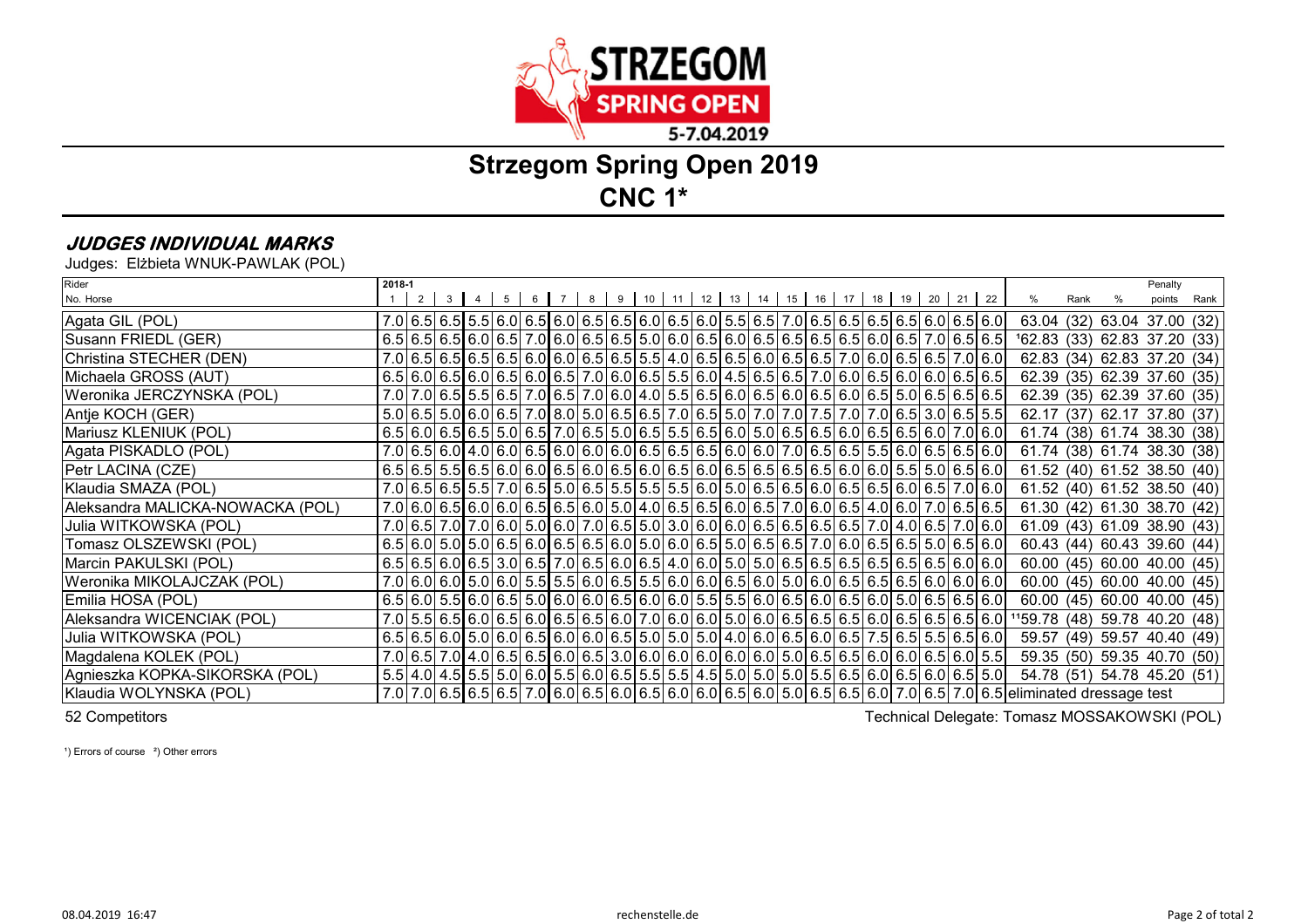STRZEGOM SPRING OPEN 5-7.04.2019

# Strzegom Spring Open 2019

## CNC 1*

### JUDGES INDIVIDUAL MARKS

Judges: Elżbieta WNUK-PAWLAK (POL)

| Rider / No. Horse | 1 | 2 | 3 | 4 | 5 | 6 | 7 | 8 | 9 | 10 | 11 | 12 | 13 | 14 | 15 | 16 | 17 | 18 | 19 | 20 | 21 | 22 | % | Rank | % | Penalty points | Rank |
|---|---|---|---|---|---|---|---|---|---|---|---|---|---|---|---|---|---|---|---|---|---|---|---|---|---|---|---|
| Agata GIL (POL) | 7.0 | 6.5 | 6.5 | 5.5 | 6.0 | 6.5 | 6.0 | 6.5 | 6.5 | 6.0 | 6.5 | 6.0 | 5.5 | 6.5 | 7.0 | 6.5 | 6.5 | 6.5 | 6.5 | 6.0 | 6.5 | 6.0 | 63.04 | (32) | 63.04 | 37.00 | (32) |
| Susann FRIEDL (GER) | 6.5 | 6.5 | 6.5 | 6.0 | 6.5 | 7.0 | 6.0 | 6.5 | 6.5 | 5.0 | 6.0 | 6.5 | 6.0 | 6.5 | 6.5 | 6.5 | 6.5 | 6.0 | 6.5 | 7.0 | 6.5 | 6.5 | [1]62.83 | (33) | 62.83 | 37.20 | (33) |
| Christina STECHER (DEN) | 7.0 | 6.5 | 6.5 | 6.5 | 6.5 | 6.0 | 6.0 | 6.5 | 6.5 | 5.5 | 4.0 | 6.5 | 6.5 | 6.0 | 6.5 | 6.5 | 7.0 | 6.0 | 6.5 | 6.5 | 7.0 | 6.0 | 62.83 | (34) | 62.83 | 37.20 | (34) |
| Michaela GROSS (AUT) | 6.5 | 6.0 | 6.5 | 6.0 | 6.5 | 6.0 | 6.5 | 7.0 | 6.0 | 6.5 | 5.5 | 6.0 | 4.5 | 6.5 | 6.5 | 7.0 | 6.0 | 6.5 | 6.0 | 6.0 | 6.5 | 6.5 | 62.39 | (35) | 62.39 | 37.60 | (35) |
| Weronika JERCZYNSKA (POL) | 7.0 | 7.0 | 6.5 | 5.5 | 6.5 | 7.0 | 6.5 | 7.0 | 6.0 | 4.0 | 5.5 | 6.5 | 6.0 | 6.5 | 6.0 | 6.5 | 6.0 | 6.5 | 5.0 | 6.5 | 6.5 | 6.5 | 62.39 | (35) | 62.39 | 37.60 | (35) |
| Antje KOCH (GER) | 5.0 | 6.5 | 5.0 | 6.0 | 6.5 | 7.0 | 8.0 | 5.0 | 6.5 | 6.5 | 7.0 | 6.5 | 5.0 | 7.0 | 7.0 | 7.5 | 7.0 | 7.0 | 6.5 | 3.0 | 6.5 | 5.5 | 62.17 | (37) | 62.17 | 37.80 | (37) |
| Mariusz KLENIUK (POL) | 6.5 | 6.0 | 6.5 | 6.5 | 5.0 | 6.5 | 7.0 | 6.5 | 5.0 | 6.5 | 5.5 | 6.5 | 6.0 | 5.0 | 6.5 | 6.5 | 6.0 | 6.5 | 6.5 | 6.0 | 7.0 | 6.0 | 61.74 | (38) | 61.74 | 38.30 | (38) |
| Agata PISKADLO (POL) | 7.0 | 6.5 | 6.0 | 4.0 | 6.0 | 6.5 | 6.0 | 6.0 | 6.0 | 6.5 | 6.5 | 6.5 | 6.0 | 6.0 | 7.0 | 6.5 | 6.5 | 5.5 | 6.0 | 6.5 | 6.5 | 6.0 | 61.74 | (38) | 61.74 | 38.30 | (38) |
| Petr LACINA (CZE) | 6.5 | 6.5 | 5.5 | 6.5 | 6.0 | 6.0 | 6.5 | 6.0 | 6.5 | 6.0 | 6.5 | 6.0 | 6.5 | 6.5 | 6.5 | 6.5 | 6.0 | 6.0 | 5.5 | 5.0 | 6.5 | 6.0 | 61.52 | (40) | 61.52 | 38.50 | (40) |
| Klaudia SMAZA (POL) | 7.0 | 6.5 | 6.5 | 5.5 | 7.0 | 6.5 | 5.0 | 6.5 | 5.5 | 5.5 | 5.5 | 6.0 | 5.0 | 6.5 | 6.5 | 6.0 | 6.5 | 6.5 | 6.0 | 6.5 | 7.0 | 6.0 | 61.52 | (40) | 61.52 | 38.50 | (40) |
| Aleksandra MALICKA-NOWACKA (POL) | 7.0 | 6.0 | 6.5 | 6.0 | 6.0 | 6.5 | 6.5 | 6.0 | 5.0 | 4.0 | 6.5 | 6.5 | 6.0 | 6.5 | 7.0 | 6.0 | 6.5 | 4.0 | 6.0 | 7.0 | 6.5 | 6.5 | 61.30 | (42) | 61.30 | 38.70 | (42) |
| Julia WITKOWSKA (POL) | 7.0 | 6.5 | 7.0 | 7.0 | 6.0 | 5.0 | 6.0 | 7.0 | 6.5 | 5.0 | 3.0 | 6.0 | 6.0 | 6.5 | 6.5 | 6.5 | 6.5 | 7.0 | 4.0 | 6.5 | 7.0 | 6.0 | 61.09 | (43) | 61.09 | 38.90 | (43) |
| Tomasz OLSZEWSKI (POL) | 6.5 | 6.0 | 5.0 | 5.0 | 6.5 | 6.0 | 6.5 | 6.5 | 6.0 | 5.0 | 6.0 | 6.5 | 5.0 | 6.5 | 6.5 | 7.0 | 6.0 | 6.5 | 6.5 | 5.0 | 6.5 | 6.0 | 60.43 | (44) | 60.43 | 39.60 | (44) |
| Marcin PAKULSKI (POL) | 6.5 | 6.5 | 6.0 | 6.5 | 3.0 | 6.5 | 7.0 | 6.5 | 6.0 | 6.5 | 4.0 | 6.0 | 5.0 | 5.0 | 6.5 | 6.5 | 6.5 | 6.5 | 6.5 | 6.5 | 6.0 | 6.0 | 60.00 | (45) | 60.00 | 40.00 | (45) |
| Weronika MIKOLAJCZAK (POL) | 7.0 | 6.0 | 6.0 | 5.0 | 6.0 | 5.5 | 5.5 | 6.0 | 6.5 | 5.5 | 6.0 | 6.0 | 6.5 | 6.0 | 5.0 | 6.0 | 6.5 | 6.5 | 6.5 | 6.0 | 6.0 | 6.0 | 60.00 | (45) | 60.00 | 40.00 | (45) |
| Emilia HOSA (POL) | 6.5 | 6.0 | 5.5 | 6.0 | 6.5 | 5.0 | 6.0 | 6.0 | 6.5 | 6.0 | 6.0 | 5.5 | 5.5 | 6.0 | 6.5 | 6.0 | 6.5 | 6.0 | 5.0 | 6.5 | 6.5 | 6.0 | 60.00 | (45) | 60.00 | 40.00 | (45) |
| Aleksandra WICENCIAK (POL) | 7.0 | 5.5 | 6.5 | 6.0 | 6.5 | 6.0 | 6.5 | 6.5 | 6.0 | 7.0 | 6.0 | 6.0 | 5.0 | 6.0 | 6.5 | 6.5 | 6.5 | 6.0 | 6.5 | 6.5 | 6.5 | 6.0 | [11]59.78 | (48) | 59.78 | 40.20 | (48) |
| Julia WITKOWSKA (POL) | 6.5 | 6.5 | 6.0 | 5.0 | 6.0 | 6.5 | 6.0 | 6.0 | 6.5 | 5.0 | 5.0 | 5.0 | 4.0 | 6.0 | 6.5 | 6.0 | 6.5 | 7.5 | 6.5 | 5.5 | 6.5 | 6.0 | 59.57 | (49) | 59.57 | 40.40 | (49) |
| Magdalena KOLEK (POL) | 7.0 | 6.5 | 7.0 | 4.0 | 6.5 | 6.5 | 6.0 | 6.5 | 3.0 | 6.0 | 6.0 | 6.0 | 6.0 | 6.0 | 5.0 | 6.5 | 6.5 | 6.0 | 6.0 | 6.5 | 6.0 | 5.5 | 59.35 | (50) | 59.35 | 40.70 | (50) |
| Agnieszka KOPKA-SIKORSKA (POL) | 5.5 | 4.0 | 4.5 | 5.5 | 5.0 | 6.0 | 5.5 | 6.0 | 6.5 | 5.5 | 5.5 | 4.5 | 5.0 | 5.0 | 5.0 | 5.5 | 6.5 | 6.0 | 6.5 | 6.0 | 6.5 | 5.0 | 54.78 | (51) | 54.78 | 45.20 | (51) |
| Klaudia WOLYNSKA (POL) | 7.0 | 7.0 | 6.5 | 6.5 | 6.5 | 7.0 | 6.0 | 6.5 | 6.0 | 6.5 | 6.0 | 6.0 | 6.5 | 6.0 | 5.0 | 6.5 | 6.5 | 6.0 | 7.0 | 6.5 | 7.0 | 6.5 | eliminated dressage test | | | | |

52 Competitors

Technical Delegate: Tomasz MOSSAKOWSKI (POL)

[1]) Errors of course [2]) Other errors

08.04.2019 16:47

rechenstelle.de